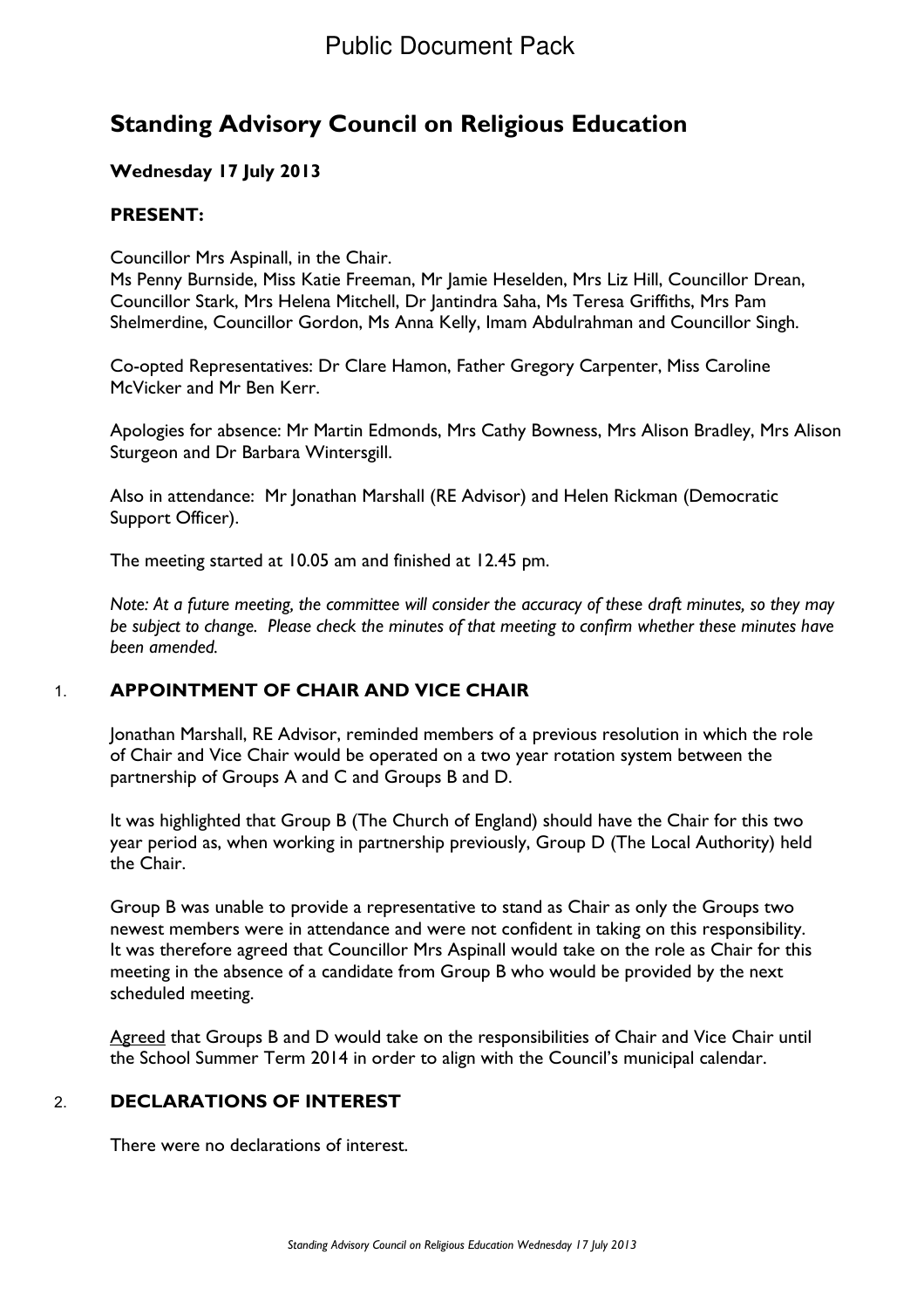Public Document Pack

# Standing Advisory Council on Religious Education

**Wednesday 17 July 2013**

**PRESENT:**

Councillor Mrs Aspinall, in the Chair.
Ms Penny Burnside, Miss Katie Freeman, Mr Jamie Heselden, Mrs Liz Hill, Councillor Drean, Councillor Stark, Mrs Helena Mitchell, Dr Jantindra Saha, Ms Teresa Griffiths, Mrs Pam Shelmerdine, Councillor Gordon, Ms Anna Kelly, Imam Abdulrahman and Councillor Singh.

Co-opted Representatives: Dr Clare Hamon, Father Gregory Carpenter, Miss Caroline McVicker and Mr Ben Kerr.

Apologies for absence: Mr Martin Edmonds, Mrs Cathy Bowness, Mrs Alison Bradley, Mrs Alison Sturgeon and Dr Barbara Wintersgill.

Also in attendance: Mr Jonathan Marshall (RE Advisor) and Helen Rickman (Democratic Support Officer).

The meeting started at 10.05 am and finished at 12.45 pm.

*Note: At a future meeting, the committee will consider the accuracy of these draft minutes, so they may be subject to change. Please check the minutes of that meeting to confirm whether these minutes have been amended.*

## 1. APPOINTMENT OF CHAIR AND VICE CHAIR

Jonathan Marshall, RE Advisor, reminded members of a previous resolution in which the role of Chair and Vice Chair would be operated on a two year rotation system between the partnership of Groups A and C and Groups B and D.

It was highlighted that Group B (The Church of England) should have the Chair for this two year period as, when working in partnership previously, Group D (The Local Authority) held the Chair.

Group B was unable to provide a representative to stand as Chair as only the Groups two newest members were in attendance and were not confident in taking on this responsibility. It was therefore agreed that Councillor Mrs Aspinall would take on the role as Chair for this meeting in the absence of a candidate from Group B who would be provided by the next scheduled meeting.

Agreed that Groups B and D would take on the responsibilities of Chair and Vice Chair until the School Summer Term 2014 in order to align with the Council's municipal calendar.

## 2. DECLARATIONS OF INTEREST

There were no declarations of interest.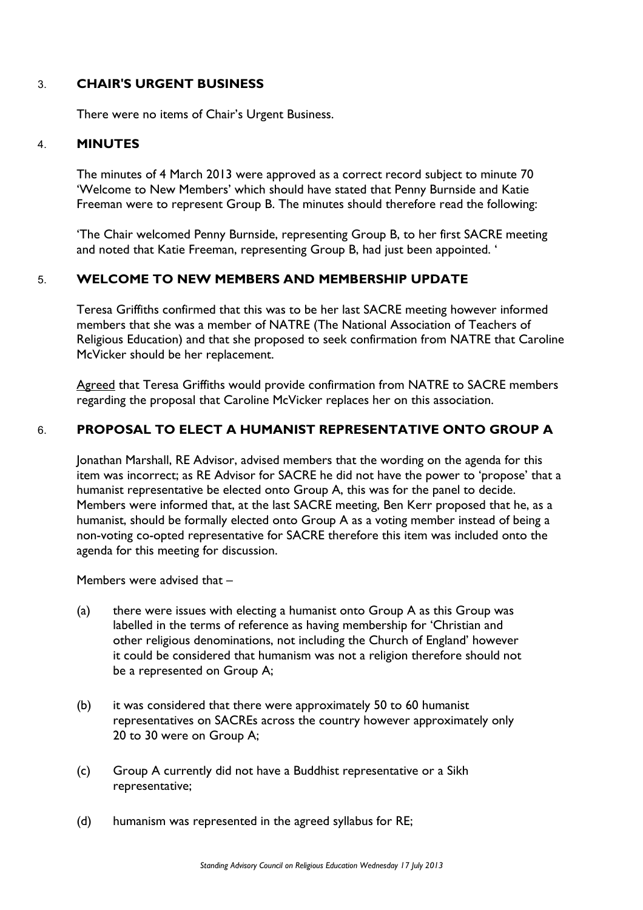## 3. CHAIR'S URGENT BUSINESS

There were no items of Chair's Urgent Business.

## 4. MINUTES

The minutes of 4 March 2013 were approved as a correct record subject to minute 70 'Welcome to New Members' which should have stated that Penny Burnside and Katie Freeman were to represent Group B. The minutes should therefore read the following:

'The Chair welcomed Penny Burnside, representing Group B, to her first SACRE meeting and noted that Katie Freeman, representing Group B, had just been appointed. '

## 5. WELCOME TO NEW MEMBERS AND MEMBERSHIP UPDATE

Teresa Griffiths confirmed that this was to be her last SACRE meeting however informed members that she was a member of NATRE (The National Association of Teachers of Religious Education) and that she proposed to seek confirmation from NATRE that Caroline McVicker should be her replacement.

Agreed that Teresa Griffiths would provide confirmation from NATRE to SACRE members regarding the proposal that Caroline McVicker replaces her on this association.

## 6. PROPOSAL TO ELECT A HUMANIST REPRESENTATIVE ONTO GROUP A

Jonathan Marshall, RE Advisor, advised members that the wording on the agenda for this item was incorrect; as RE Advisor for SACRE he did not have the power to 'propose' that a humanist representative be elected onto Group A, this was for the panel to decide. Members were informed that, at the last SACRE meeting, Ben Kerr proposed that he, as a humanist, should be formally elected onto Group A as a voting member instead of being a non-voting co-opted representative for SACRE therefore this item was included onto the agenda for this meeting for discussion.

Members were advised that –

(a) there were issues with electing a humanist onto Group A as this Group was labelled in the terms of reference as having membership for 'Christian and other religious denominations, not including the Church of England' however it could be considered that humanism was not a religion therefore should not be a represented on Group A;

(b) it was considered that there were approximately 50 to 60 humanist representatives on SACREs across the country however approximately only 20 to 30 were on Group A;

(c) Group A currently did not have a Buddhist representative or a Sikh representative;

(d) humanism was represented in the agreed syllabus for RE;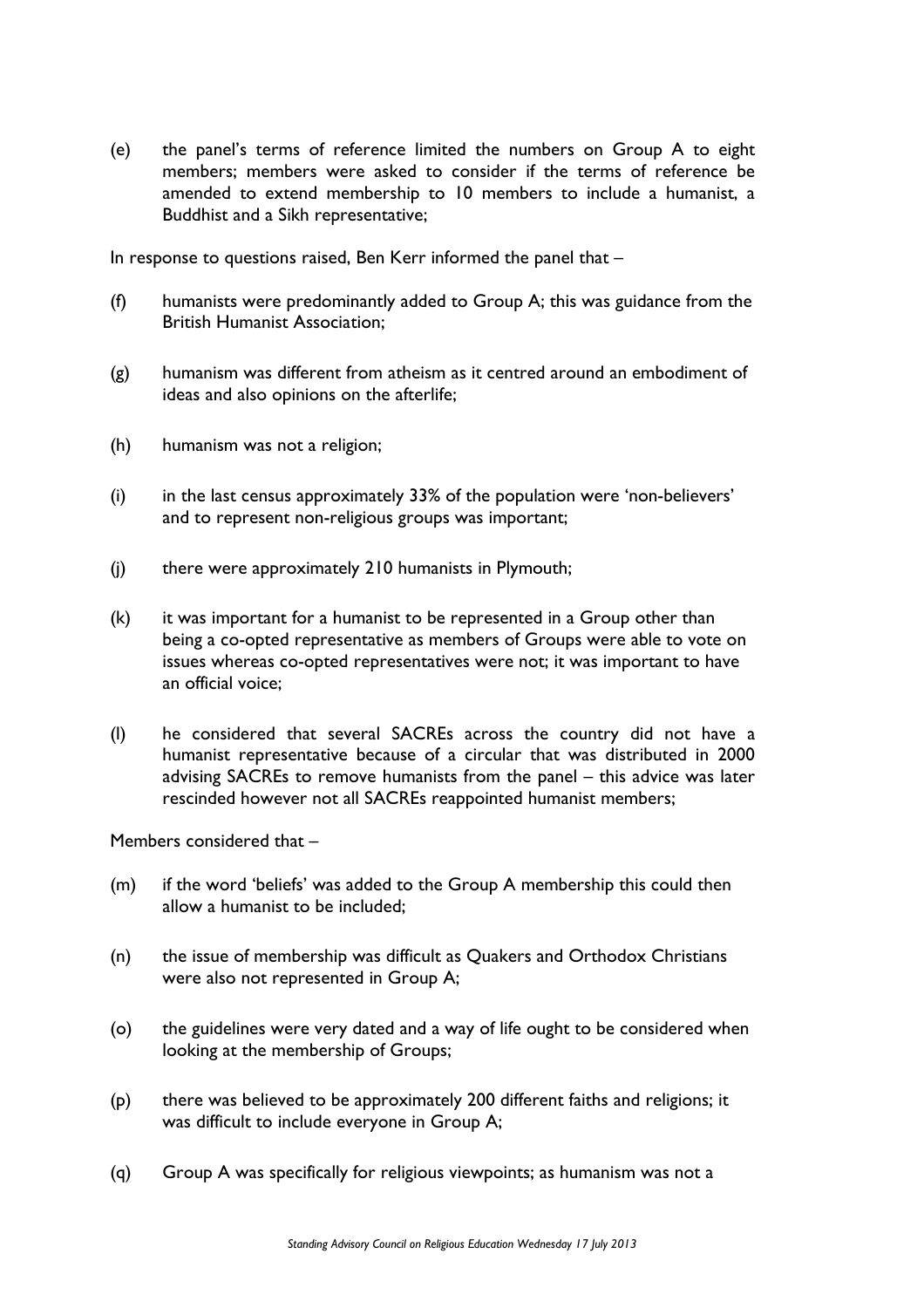(e) the panel's terms of reference limited the numbers on Group A to eight members; members were asked to consider if the terms of reference be amended to extend membership to 10 members to include a humanist, a Buddhist and a Sikh representative;

In response to questions raised, Ben Kerr informed the panel that –

(f) humanists were predominantly added to Group A; this was guidance from the British Humanist Association;

(g) humanism was different from atheism as it centred around an embodiment of ideas and also opinions on the afterlife;

(h) humanism was not a religion;

(i) in the last census approximately 33% of the population were 'non-believers' and to represent non-religious groups was important;

(j) there were approximately 210 humanists in Plymouth;

(k) it was important for a humanist to be represented in a Group other than being a co-opted representative as members of Groups were able to vote on issues whereas co-opted representatives were not; it was important to have an official voice;

(l) he considered that several SACREs across the country did not have a humanist representative because of a circular that was distributed in 2000 advising SACREs to remove humanists from the panel – this advice was later rescinded however not all SACREs reappointed humanist members;

Members considered that –

(m) if the word 'beliefs' was added to the Group A membership this could then allow a humanist to be included;

(n) the issue of membership was difficult as Quakers and Orthodox Christians were also not represented in Group A;

(o) the guidelines were very dated and a way of life ought to be considered when looking at the membership of Groups;

(p) there was believed to be approximately 200 different faiths and religions; it was difficult to include everyone in Group A;

(q) Group A was specifically for religious viewpoints; as humanism was not a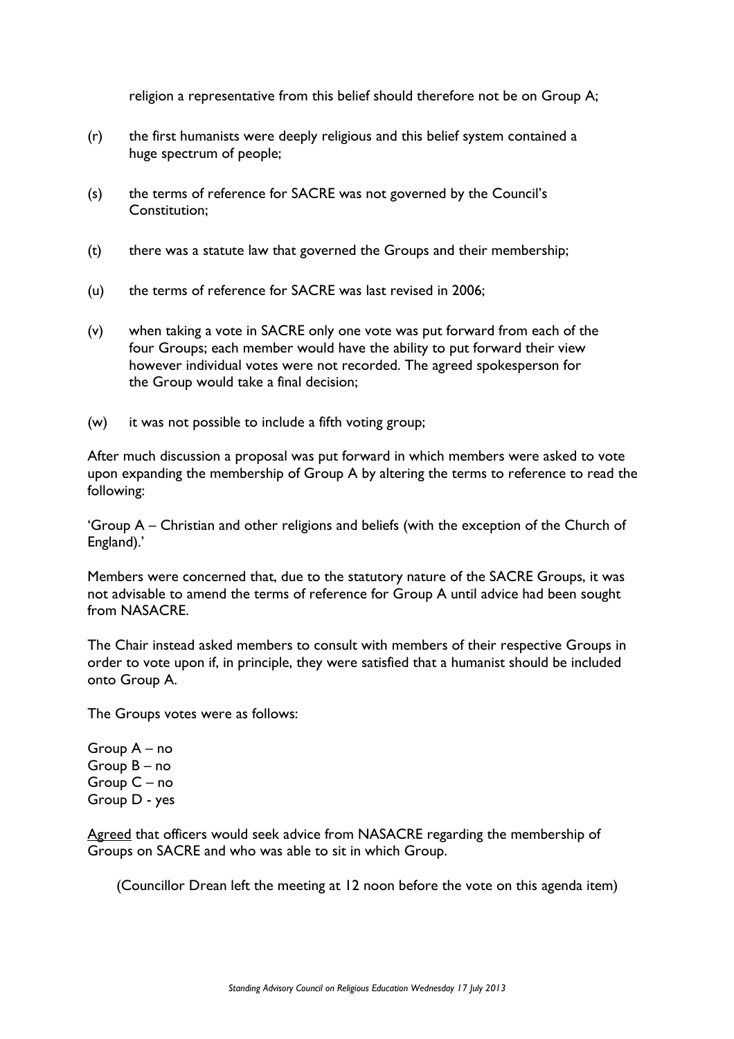religion a representative from this belief should therefore not be on Group A;

(r) the first humanists were deeply religious and this belief system contained a huge spectrum of people;

(s) the terms of reference for SACRE was not governed by the Council's Constitution;

(t) there was a statute law that governed the Groups and their membership;

(u) the terms of reference for SACRE was last revised in 2006;

(v) when taking a vote in SACRE only one vote was put forward from each of the four Groups; each member would have the ability to put forward their view however individual votes were not recorded. The agreed spokesperson for the Group would take a final decision;

(w) it was not possible to include a fifth voting group;

After much discussion a proposal was put forward in which members were asked to vote upon expanding the membership of Group A by altering the terms to reference to read the following:

'Group A – Christian and other religions and beliefs (with the exception of the Church of England).'

Members were concerned that, due to the statutory nature of the SACRE Groups, it was not advisable to amend the terms of reference for Group A until advice had been sought from NASACRE.

The Chair instead asked members to consult with members of their respective Groups in order to vote upon if, in principle, they were satisfied that a humanist should be included onto Group A.

The Groups votes were as follows:

Group A – no
Group B – no
Group C – no
Group D - yes

Agreed that officers would seek advice from NASACRE regarding the membership of Groups on SACRE and who was able to sit in which Group.

(Councillor Drean left the meeting at 12 noon before the vote on this agenda item)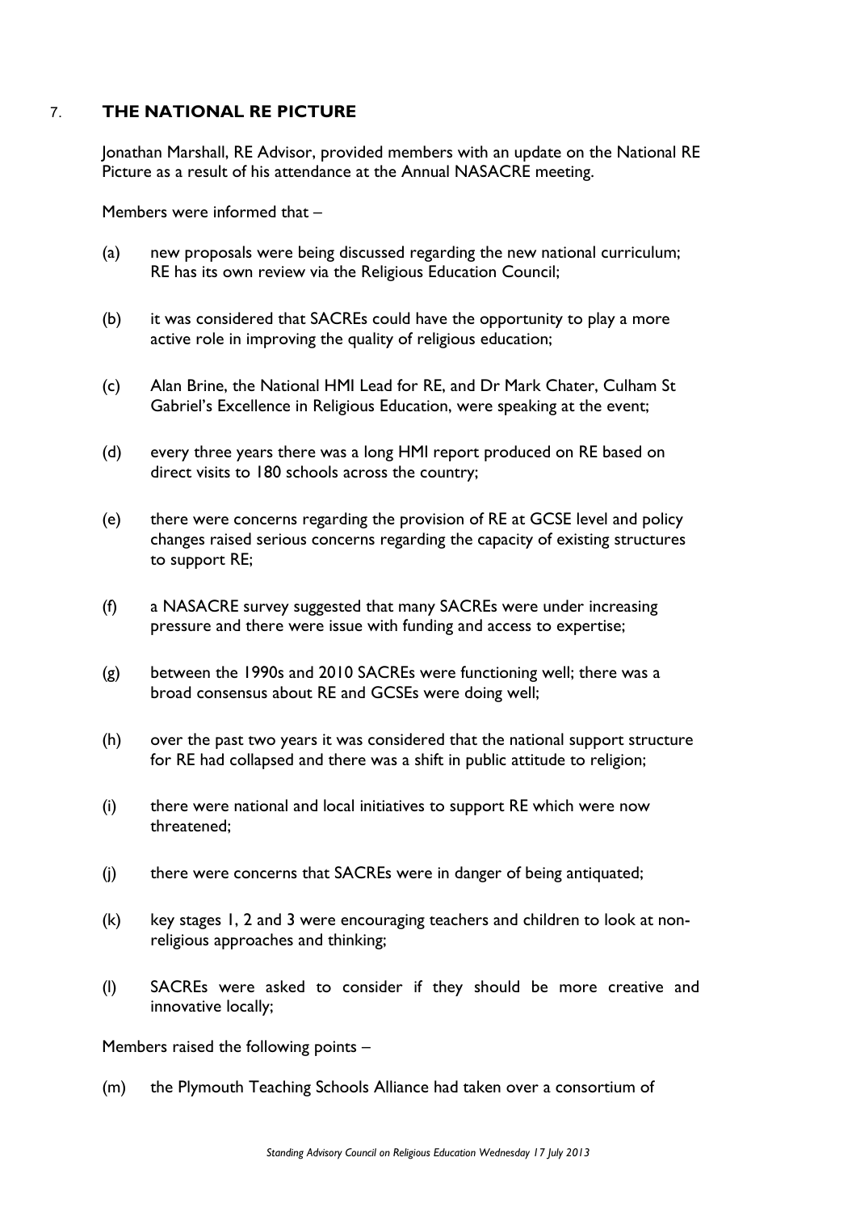## 7. THE NATIONAL RE PICTURE

Jonathan Marshall, RE Advisor, provided members with an update on the National RE Picture as a result of his attendance at the Annual NASACRE meeting.

Members were informed that –

(a) new proposals were being discussed regarding the new national curriculum; RE has its own review via the Religious Education Council;

(b) it was considered that SACREs could have the opportunity to play a more active role in improving the quality of religious education;

(c) Alan Brine, the National HMI Lead for RE, and Dr Mark Chater, Culham St Gabriel's Excellence in Religious Education, were speaking at the event;

(d) every three years there was a long HMI report produced on RE based on direct visits to 180 schools across the country;

(e) there were concerns regarding the provision of RE at GCSE level and policy changes raised serious concerns regarding the capacity of existing structures to support RE;

(f) a NASACRE survey suggested that many SACREs were under increasing pressure and there were issue with funding and access to expertise;

(g) between the 1990s and 2010 SACREs were functioning well; there was a broad consensus about RE and GCSEs were doing well;

(h) over the past two years it was considered that the national support structure for RE had collapsed and there was a shift in public attitude to religion;

(i) there were national and local initiatives to support RE which were now threatened;

(j) there were concerns that SACREs were in danger of being antiquated;

(k) key stages 1, 2 and 3 were encouraging teachers and children to look at non-religious approaches and thinking;

(l) SACREs were asked to consider if they should be more creative and innovative locally;

Members raised the following points –

(m) the Plymouth Teaching Schools Alliance had taken over a consortium of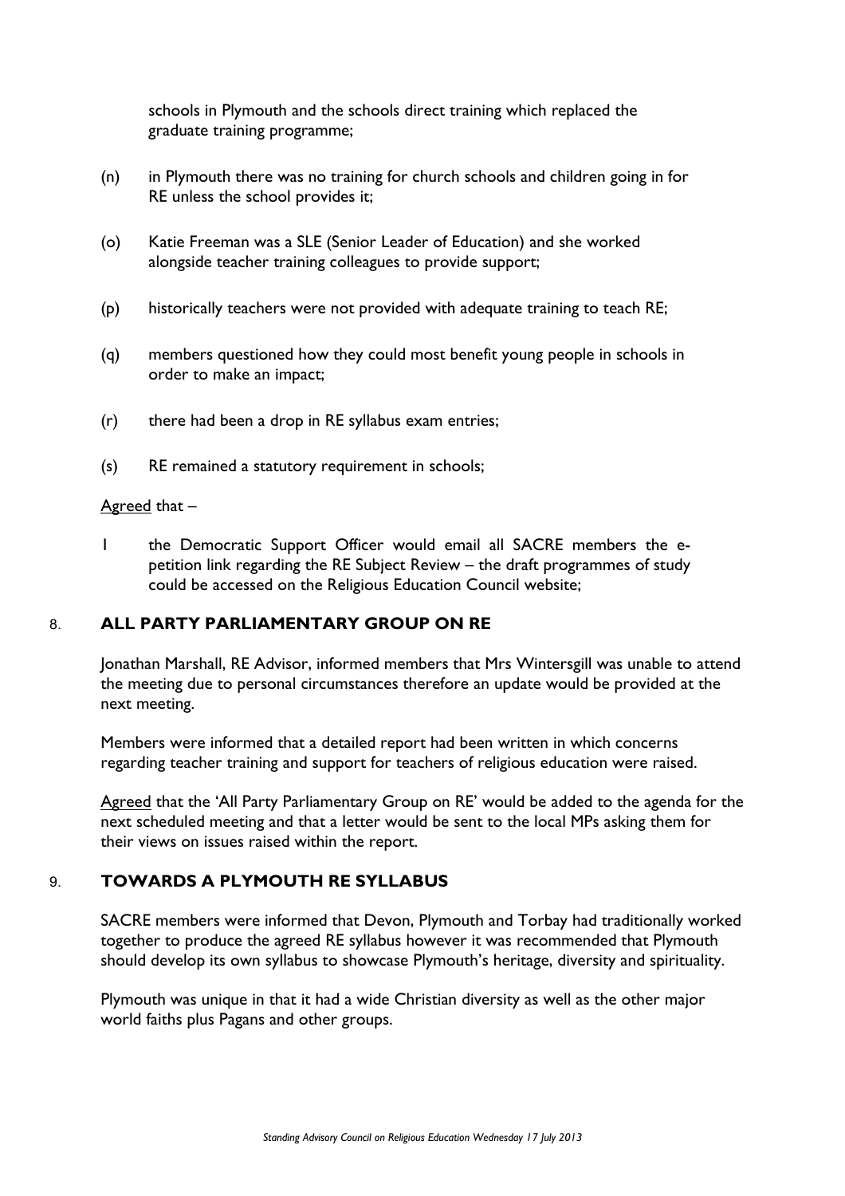schools in Plymouth and the schools direct training which replaced the graduate training programme;

(n) in Plymouth there was no training for church schools and children going in for RE unless the school provides it;

(o) Katie Freeman was a SLE (Senior Leader of Education) and she worked alongside teacher training colleagues to provide support;

(p) historically teachers were not provided with adequate training to teach RE;

(q) members questioned how they could most benefit young people in schools in order to make an impact;

(r) there had been a drop in RE syllabus exam entries;

(s) RE remained a statutory requirement in schools;

Agreed that –

1 the Democratic Support Officer would email all SACRE members the e-petition link regarding the RE Subject Review – the draft programmes of study could be accessed on the Religious Education Council website;

## 8. ALL PARTY PARLIAMENTARY GROUP ON RE

Jonathan Marshall, RE Advisor, informed members that Mrs Wintersgill was unable to attend the meeting due to personal circumstances therefore an update would be provided at the next meeting.

Members were informed that a detailed report had been written in which concerns regarding teacher training and support for teachers of religious education were raised.

Agreed that the 'All Party Parliamentary Group on RE' would be added to the agenda for the next scheduled meeting and that a letter would be sent to the local MPs asking them for their views on issues raised within the report.

## 9. TOWARDS A PLYMOUTH RE SYLLABUS

SACRE members were informed that Devon, Plymouth and Torbay had traditionally worked together to produce the agreed RE syllabus however it was recommended that Plymouth should develop its own syllabus to showcase Plymouth's heritage, diversity and spirituality.

Plymouth was unique in that it had a wide Christian diversity as well as the other major world faiths plus Pagans and other groups.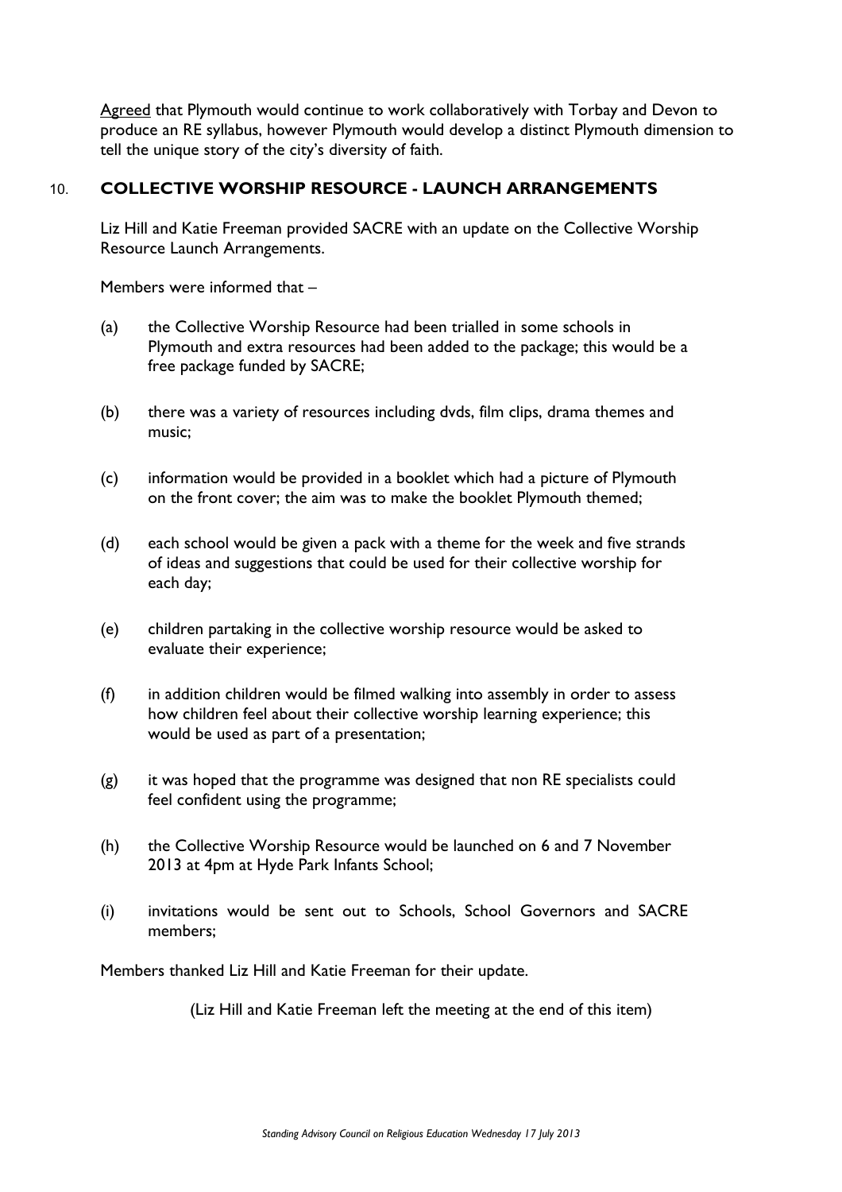<u>Agreed</u> that Plymouth would continue to work collaboratively with Torbay and Devon to produce an RE syllabus, however Plymouth would develop a distinct Plymouth dimension to tell the unique story of the city's diversity of faith.

## 10. COLLECTIVE WORSHIP RESOURCE - LAUNCH ARRANGEMENTS

Liz Hill and Katie Freeman provided SACRE with an update on the Collective Worship Resource Launch Arrangements.

Members were informed that –

(a) the Collective Worship Resource had been trialled in some schools in Plymouth and extra resources had been added to the package; this would be a free package funded by SACRE;

(b) there was a variety of resources including dvds, film clips, drama themes and music;

(c) information would be provided in a booklet which had a picture of Plymouth on the front cover; the aim was to make the booklet Plymouth themed;

(d) each school would be given a pack with a theme for the week and five strands of ideas and suggestions that could be used for their collective worship for each day;

(e) children partaking in the collective worship resource would be asked to evaluate their experience;

(f) in addition children would be filmed walking into assembly in order to assess how children feel about their collective worship learning experience; this would be used as part of a presentation;

(g) it was hoped that the programme was designed that non RE specialists could feel confident using the programme;

(h) the Collective Worship Resource would be launched on 6 and 7 November 2013 at 4pm at Hyde Park Infants School;

(i) invitations would be sent out to Schools, School Governors and SACRE members;

Members thanked Liz Hill and Katie Freeman for their update.

(Liz Hill and Katie Freeman left the meeting at the end of this item)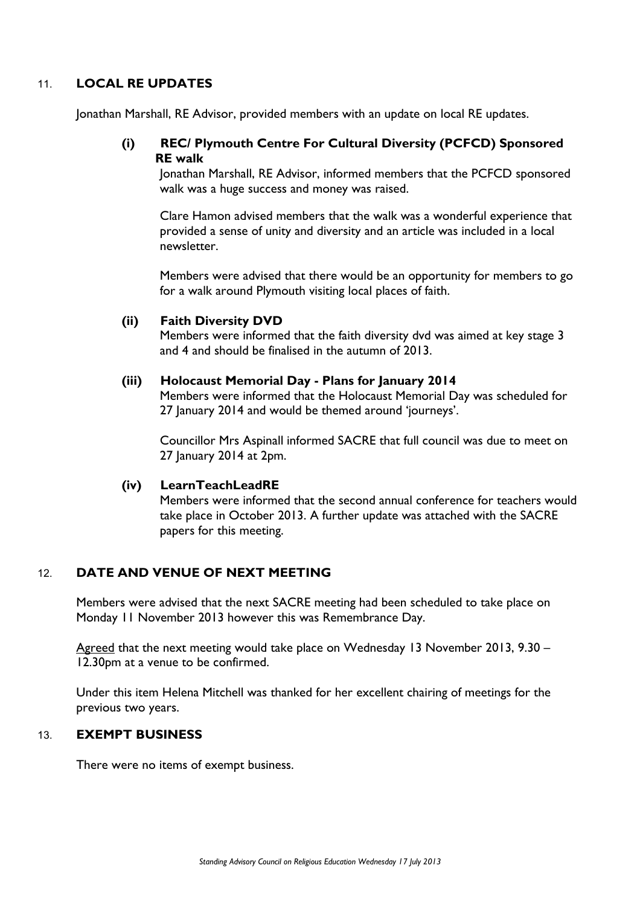## 11. LOCAL RE UPDATES

Jonathan Marshall, RE Advisor, provided members with an update on local RE updates.

### (i) REC/ Plymouth Centre For Cultural Diversity (PCFCD) Sponsored RE walk

Jonathan Marshall, RE Advisor, informed members that the PCFCD sponsored walk was a huge success and money was raised.

Clare Hamon advised members that the walk was a wonderful experience that provided a sense of unity and diversity and an article was included in a local newsletter.

Members were advised that there would be an opportunity for members to go for a walk around Plymouth visiting local places of faith.

### (ii) Faith Diversity DVD

Members were informed that the faith diversity dvd was aimed at key stage 3 and 4 and should be finalised in the autumn of 2013.

### (iii) Holocaust Memorial Day - Plans for January 2014

Members were informed that the Holocaust Memorial Day was scheduled for 27 January 2014 and would be themed around 'journeys'.

Councillor Mrs Aspinall informed SACRE that full council was due to meet on 27 January 2014 at 2pm.

### (iv) LearnTeachLeadRE

Members were informed that the second annual conference for teachers would take place in October 2013. A further update was attached with the SACRE papers for this meeting.

## 12. DATE AND VENUE OF NEXT MEETING

Members were advised that the next SACRE meeting had been scheduled to take place on Monday 11 November 2013 however this was Remembrance Day.

Agreed that the next meeting would take place on Wednesday 13 November 2013, 9.30 – 12.30pm at a venue to be confirmed.

Under this item Helena Mitchell was thanked for her excellent chairing of meetings for the previous two years.

## 13. EXEMPT BUSINESS

There were no items of exempt business.